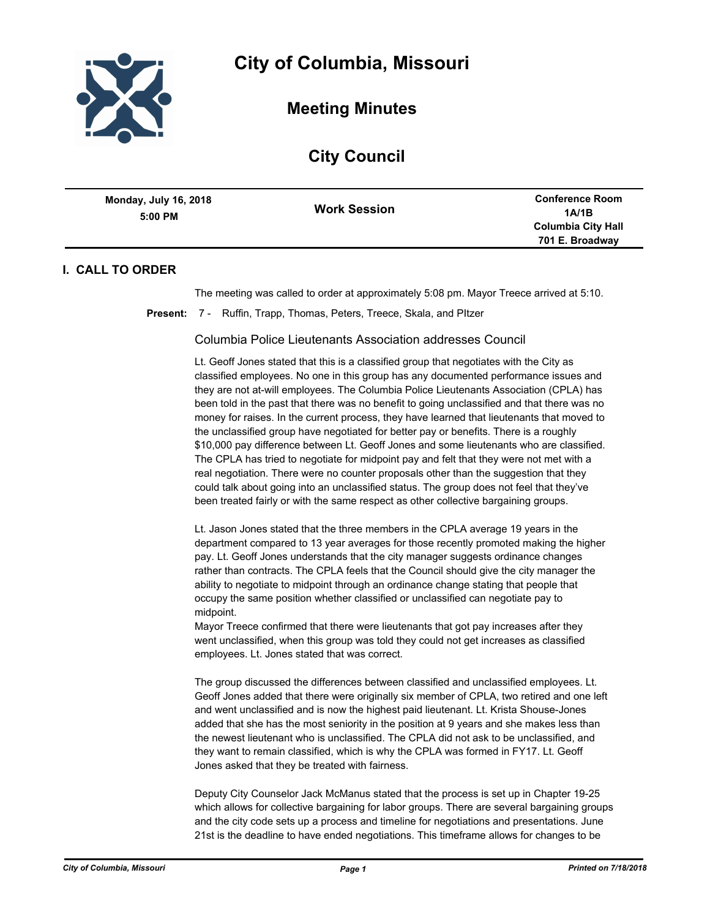# City of Columbia, Missouri

## Meeting Minutes

## City Council

| Monday, July 16, 2018 5:00 PM | Work Session | Conference Room 1A/1B Columbia City Hall 701 E. Broadway |
|---|---|---|

### I. CALL TO ORDER

The meeting was called to order at approximately 5:08 pm. Mayor Treece arrived at 5:10.

**Present:** 7 - Ruffin, Trapp, Thomas, Peters, Treece, Skala, and PItzer

Columbia Police Lieutenants Association addresses Council

Lt. Geoff Jones stated that this is a classified group that negotiates with the City as classified employees. No one in this group has any documented performance issues and they are not at-will employees. The Columbia Police Lieutenants Association (CPLA) has been told in the past that there was no benefit to going unclassified and that there was no money for raises. In the current process, they have learned that lieutenants that moved to the unclassified group have negotiated for better pay or benefits. There is a roughly $10,000 pay difference between Lt. Geoff Jones and some lieutenants who are classified. The CPLA has tried to negotiate for midpoint pay and felt that they were not met with a real negotiation. There were no counter proposals other than the suggestion that they could talk about going into an unclassified status. The group does not feel that they've been treated fairly or with the same respect as other collective bargaining groups.

Lt. Jason Jones stated that the three members in the CPLA average 19 years in the department compared to 13 year averages for those recently promoted making the higher pay. Lt. Geoff Jones understands that the city manager suggests ordinance changes rather than contracts. The CPLA feels that the Council should give the city manager the ability to negotiate to midpoint through an ordinance change stating that people that occupy the same position whether classified or unclassified can negotiate pay to midpoint.
Mayor Treece confirmed that there were lieutenants that got pay increases after they went unclassified, when this group was told they could not get increases as classified employees. Lt. Jones stated that was correct.

The group discussed the differences between classified and unclassified employees. Lt. Geoff Jones added that there were originally six member of CPLA, two retired and one left and went unclassified and is now the highest paid lieutenant. Lt. Krista Shouse-Jones added that she has the most seniority in the position at 9 years and she makes less than the newest lieutenant who is unclassified. The CPLA did not ask to be unclassified, and they want to remain classified, which is why the CPLA was formed in FY17. Lt. Geoff Jones asked that they be treated with fairness.

Deputy City Counselor Jack McManus stated that the process is set up in Chapter 19-25 which allows for collective bargaining for labor groups. There are several bargaining groups and the city code sets up a process and timeline for negotiations and presentations. June 21st is the deadline to have ended negotiations. This timeframe allows for changes to be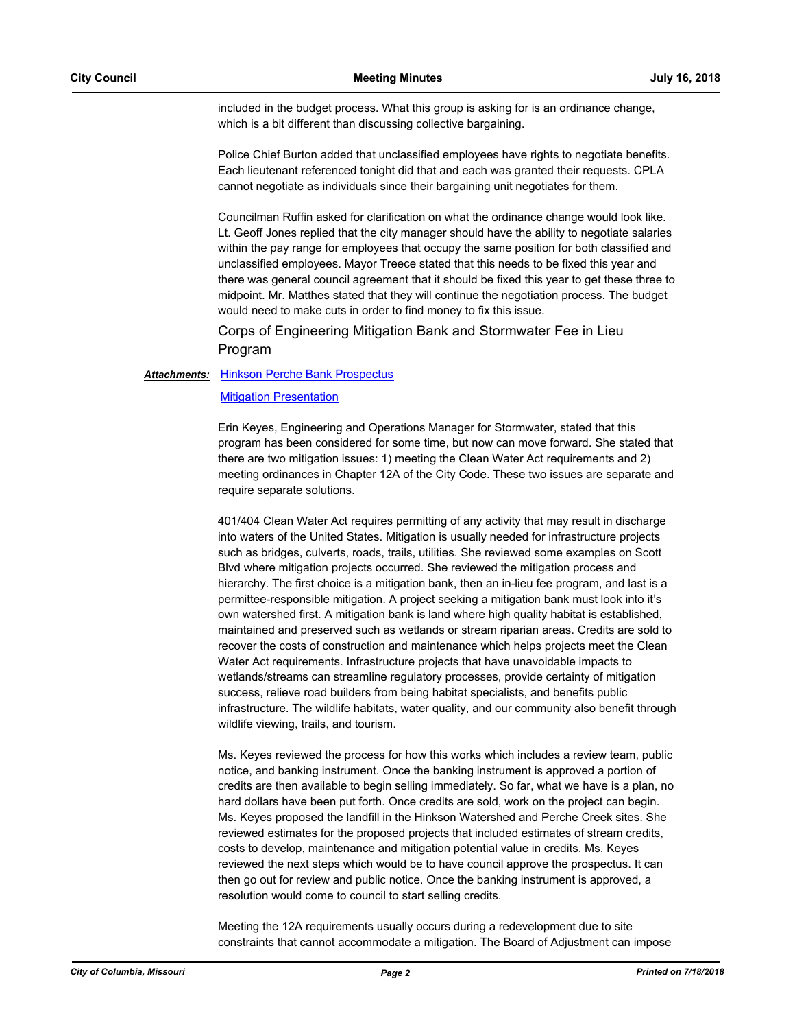included in the budget process. What this group is asking for is an ordinance change, which is a bit different than discussing collective bargaining.

Police Chief Burton added that unclassified employees have rights to negotiate benefits. Each lieutenant referenced tonight did that and each was granted their requests. CPLA cannot negotiate as individuals since their bargaining unit negotiates for them.

Councilman Ruffin asked for clarification on what the ordinance change would look like. Lt. Geoff Jones replied that the city manager should have the ability to negotiate salaries within the pay range for employees that occupy the same position for both classified and unclassified employees. Mayor Treece stated that this needs to be fixed this year and there was general council agreement that it should be fixed this year to get these three to midpoint. Mr. Matthes stated that they will continue the negotiation process. The budget would need to make cuts in order to find money to fix this issue.

## Corps of Engineering Mitigation Bank and Stormwater Fee in Lieu Program

***Attachments:*** Hinkson Perche Bank Prospectus

Mitigation Presentation

Erin Keyes, Engineering and Operations Manager for Stormwater, stated that this program has been considered for some time, but now can move forward. She stated that there are two mitigation issues: 1) meeting the Clean Water Act requirements and 2) meeting ordinances in Chapter 12A of the City Code. These two issues are separate and require separate solutions.

401/404 Clean Water Act requires permitting of any activity that may result in discharge into waters of the United States. Mitigation is usually needed for infrastructure projects such as bridges, culverts, roads, trails, utilities. She reviewed some examples on Scott Blvd where mitigation projects occurred. She reviewed the mitigation process and hierarchy. The first choice is a mitigation bank, then an in-lieu fee program, and last is a permittee-responsible mitigation. A project seeking a mitigation bank must look into it's own watershed first. A mitigation bank is land where high quality habitat is established, maintained and preserved such as wetlands or stream riparian areas. Credits are sold to recover the costs of construction and maintenance which helps projects meet the Clean Water Act requirements. Infrastructure projects that have unavoidable impacts to wetlands/streams can streamline regulatory processes, provide certainty of mitigation success, relieve road builders from being habitat specialists, and benefits public infrastructure. The wildlife habitats, water quality, and our community also benefit through wildlife viewing, trails, and tourism.

Ms. Keyes reviewed the process for how this works which includes a review team, public notice, and banking instrument. Once the banking instrument is approved a portion of credits are then available to begin selling immediately. So far, what we have is a plan, no hard dollars have been put forth. Once credits are sold, work on the project can begin. Ms. Keyes proposed the landfill in the Hinkson Watershed and Perche Creek sites. She reviewed estimates for the proposed projects that included estimates of stream credits, costs to develop, maintenance and mitigation potential value in credits. Ms. Keyes reviewed the next steps which would be to have council approve the prospectus. It can then go out for review and public notice. Once the banking instrument is approved, a resolution would come to council to start selling credits.

Meeting the 12A requirements usually occurs during a redevelopment due to site constraints that cannot accommodate a mitigation. The Board of Adjustment can impose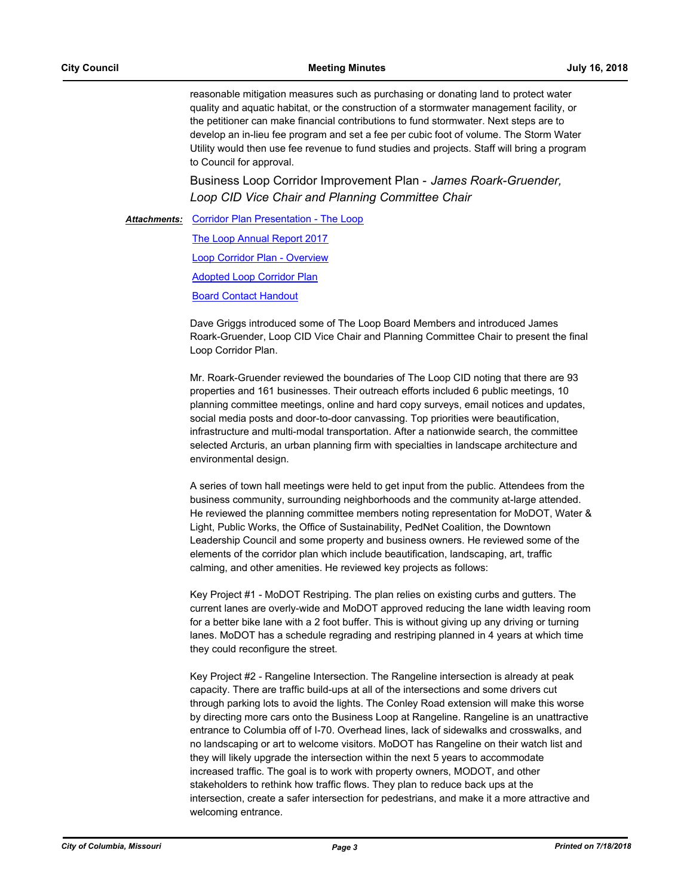reasonable mitigation measures such as purchasing or donating land to protect water quality and aquatic habitat, or the construction of a stormwater management facility, or the petitioner can make financial contributions to fund stormwater. Next steps are to develop an in-lieu fee program and set a fee per cubic foot of volume. The Storm Water Utility would then use fee revenue to fund studies and projects. Staff will bring a program to Council for approval.

### Business Loop Corridor Improvement Plan - *James Roark-Gruender, Loop CID Vice Chair and Planning Committee Chair*

***Attachments:*** Corridor Plan Presentation - The Loop

The Loop Annual Report 2017

Loop Corridor Plan - Overview

Adopted Loop Corridor Plan

Board Contact Handout

Dave Griggs introduced some of The Loop Board Members and introduced James Roark-Gruender, Loop CID Vice Chair and Planning Committee Chair to present the final Loop Corridor Plan.

Mr. Roark-Gruender reviewed the boundaries of The Loop CID noting that there are 93 properties and 161 businesses. Their outreach efforts included 6 public meetings, 10 planning committee meetings, online and hard copy surveys, email notices and updates, social media posts and door-to-door canvassing. Top priorities were beautification, infrastructure and multi-modal transportation. After a nationwide search, the committee selected Arcturis, an urban planning firm with specialties in landscape architecture and environmental design.

A series of town hall meetings were held to get input from the public. Attendees from the business community, surrounding neighborhoods and the community at-large attended. He reviewed the planning committee members noting representation for MoDOT, Water & Light, Public Works, the Office of Sustainability, PedNet Coalition, the Downtown Leadership Council and some property and business owners. He reviewed some of the elements of the corridor plan which include beautification, landscaping, art, traffic calming, and other amenities. He reviewed key projects as follows:

Key Project #1 - MoDOT Restriping. The plan relies on existing curbs and gutters. The current lanes are overly-wide and MoDOT approved reducing the lane width leaving room for a better bike lane with a 2 foot buffer. This is without giving up any driving or turning lanes. MoDOT has a schedule regrading and restriping planned in 4 years at which time they could reconfigure the street.

Key Project #2 - Rangeline Intersection. The Rangeline intersection is already at peak capacity. There are traffic build-ups at all of the intersections and some drivers cut through parking lots to avoid the lights. The Conley Road extension will make this worse by directing more cars onto the Business Loop at Rangeline. Rangeline is an unattractive entrance to Columbia off of I-70. Overhead lines, lack of sidewalks and crosswalks, and no landscaping or art to welcome visitors. MoDOT has Rangeline on their watch list and they will likely upgrade the intersection within the next 5 years to accommodate increased traffic. The goal is to work with property owners, MODOT, and other stakeholders to rethink how traffic flows. They plan to reduce back ups at the intersection, create a safer intersection for pedestrians, and make it a more attractive and welcoming entrance.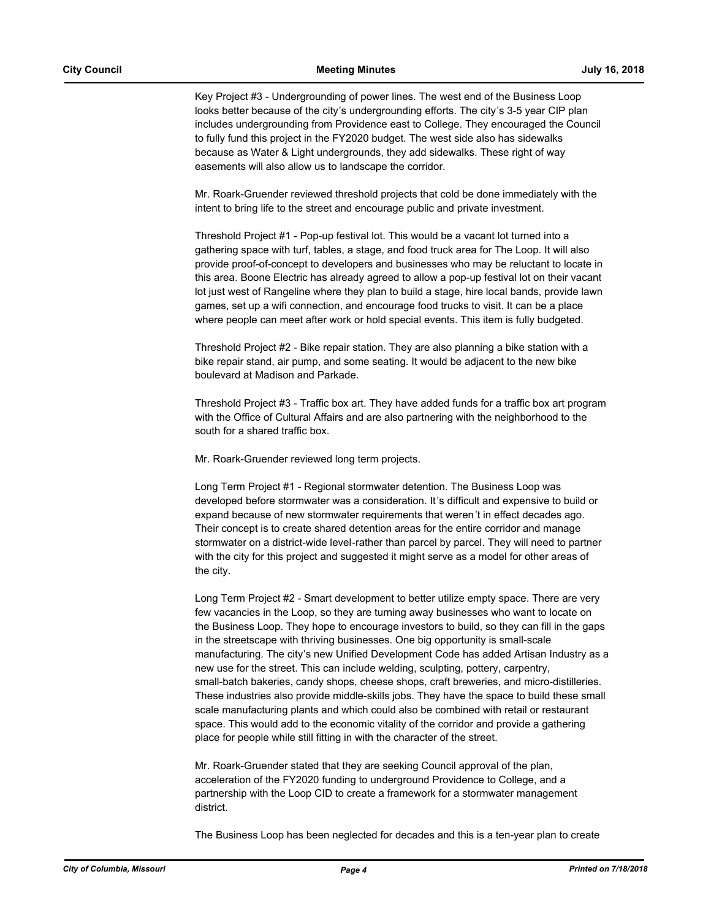Key Project #3 - Undergrounding of power lines. The west end of the Business Loop looks better because of the city's undergrounding efforts. The city's 3-5 year CIP plan includes undergrounding from Providence east to College. They encouraged the Council to fully fund this project in the FY2020 budget. The west side also has sidewalks because as Water & Light undergrounds, they add sidewalks. These right of way easements will also allow us to landscape the corridor.

Mr. Roark-Gruender reviewed threshold projects that cold be done immediately with the intent to bring life to the street and encourage public and private investment.

Threshold Project #1 - Pop-up festival lot. This would be a vacant lot turned into a gathering space with turf, tables, a stage, and food truck area for The Loop. It will also provide proof-of-concept to developers and businesses who may be reluctant to locate in this area. Boone Electric has already agreed to allow a pop-up festival lot on their vacant lot just west of Rangeline where they plan to build a stage, hire local bands, provide lawn games, set up a wifi connection, and encourage food trucks to visit. It can be a place where people can meet after work or hold special events. This item is fully budgeted.

Threshold Project #2 - Bike repair station. They are also planning a bike station with a bike repair stand, air pump, and some seating. It would be adjacent to the new bike boulevard at Madison and Parkade.

Threshold Project #3 - Traffic box art. They have added funds for a traffic box art program with the Office of Cultural Affairs and are also partnering with the neighborhood to the south for a shared traffic box.

Mr. Roark-Gruender reviewed long term projects.

Long Term Project #1 - Regional stormwater detention. The Business Loop was developed before stormwater was a consideration. It's difficult and expensive to build or expand because of new stormwater requirements that weren't in effect decades ago. Their concept is to create shared detention areas for the entire corridor and manage stormwater on a district-wide level-rather than parcel by parcel. They will need to partner with the city for this project and suggested it might serve as a model for other areas of the city.

Long Term Project #2 - Smart development to better utilize empty space. There are very few vacancies in the Loop, so they are turning away businesses who want to locate on the Business Loop. They hope to encourage investors to build, so they can fill in the gaps in the streetscape with thriving businesses. One big opportunity is small-scale manufacturing. The city's new Unified Development Code has added Artisan Industry as a new use for the street. This can include welding, sculpting, pottery, carpentry, small-batch bakeries, candy shops, cheese shops, craft breweries, and micro-distilleries. These industries also provide middle-skills jobs. They have the space to build these small scale manufacturing plants and which could also be combined with retail or restaurant space. This would add to the economic vitality of the corridor and provide a gathering place for people while still fitting in with the character of the street.

Mr. Roark-Gruender stated that they are seeking Council approval of the plan, acceleration of the FY2020 funding to underground Providence to College, and a partnership with the Loop CID to create a framework for a stormwater management district.

The Business Loop has been neglected for decades and this is a ten-year plan to create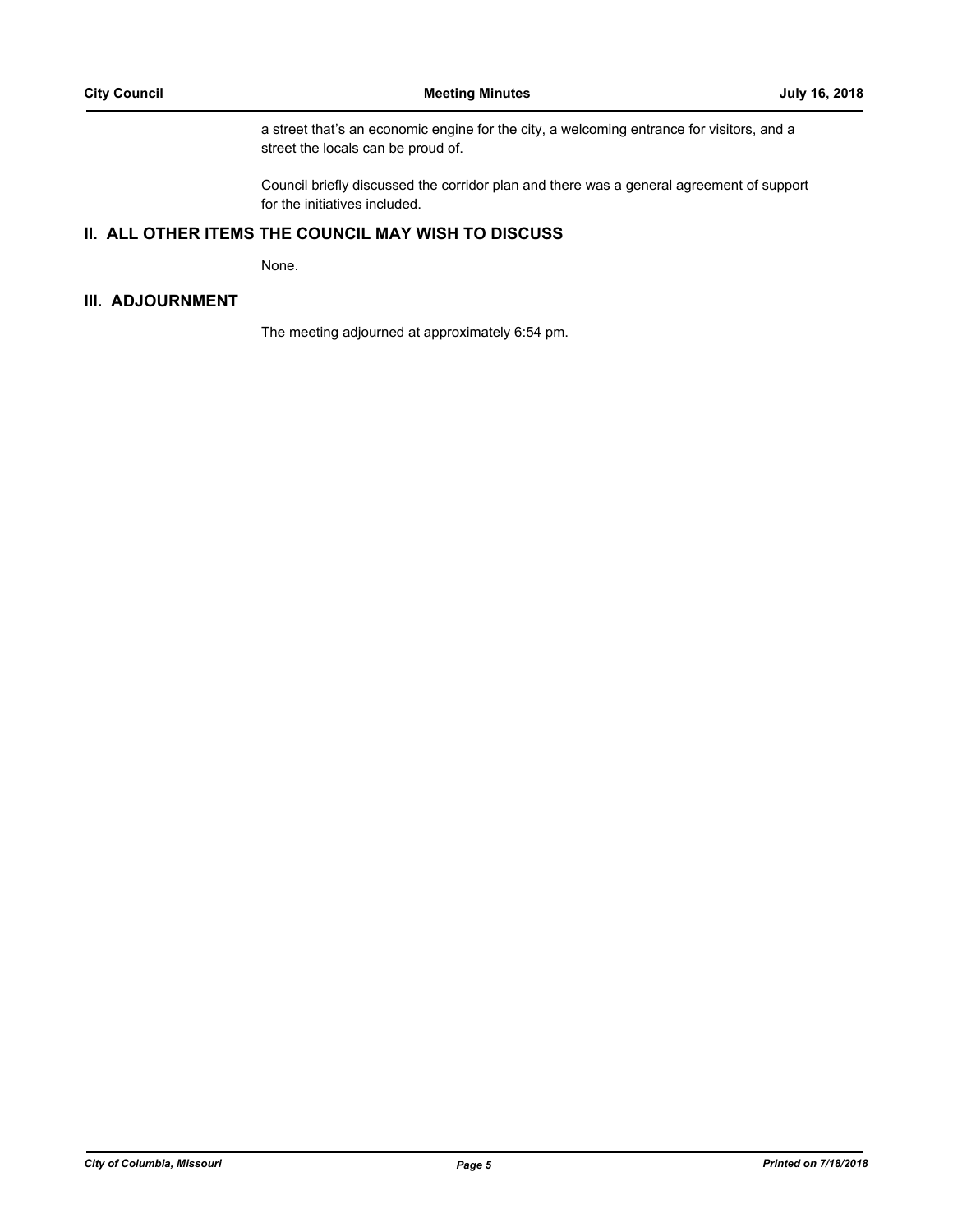a street that's an economic engine for the city, a welcoming entrance for visitors, and a street the locals can be proud of.

Council briefly discussed the corridor plan and there was a general agreement of support for the initiatives included.

## II. ALL OTHER ITEMS THE COUNCIL MAY WISH TO DISCUSS

None.

## III. ADJOURNMENT

The meeting adjourned at approximately 6:54 pm.